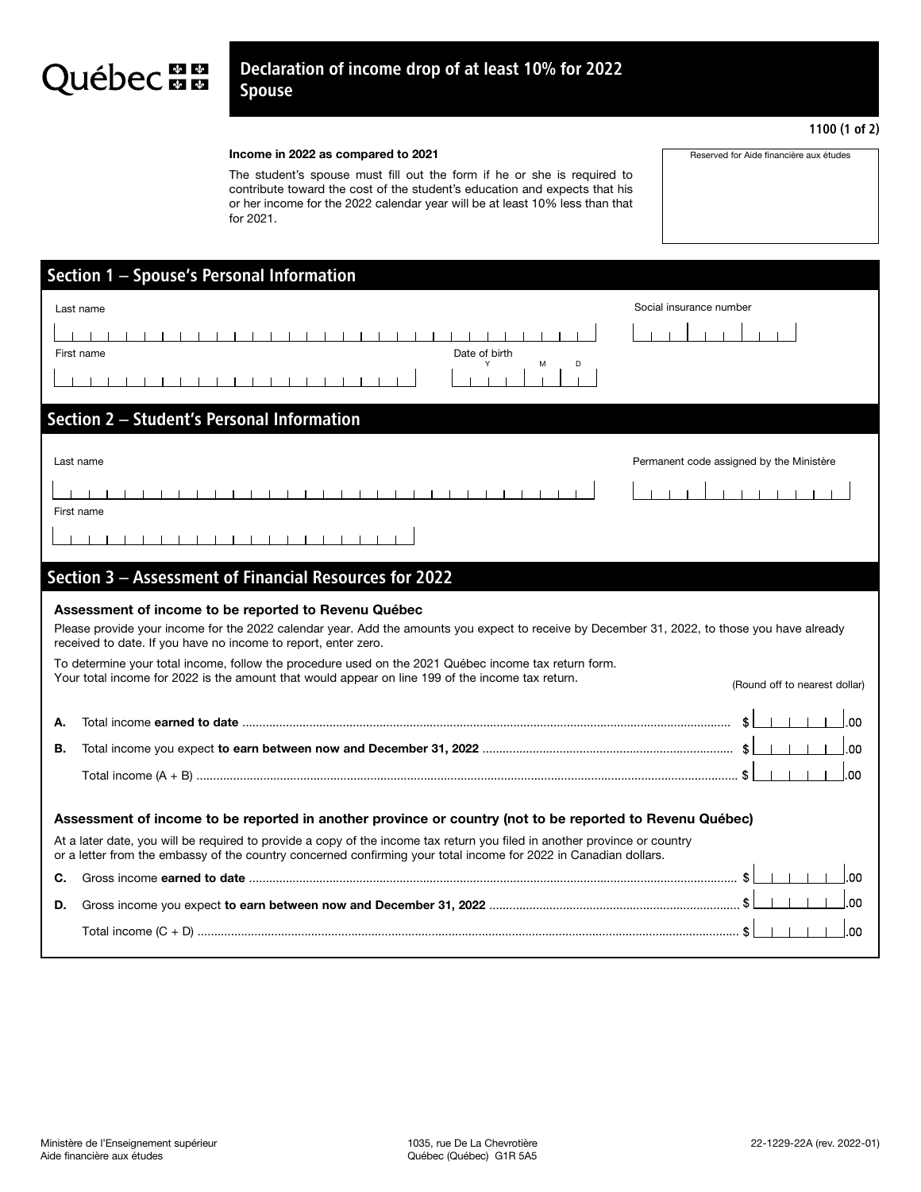Québec

# Declaration of income drop of at least 10% for 2022
## Spouse

1100 (1 of 2)

**Income in 2022 as compared to 2021**

The student's spouse must fill out the form if he or she is required to contribute toward the cost of the student's education and expects that his or her income for the 2022 calendar year will be at least 10% less than that for 2021.

Reserved for Aide financière aux études

## Section 1 – Spouse's Personal Information

Last name

Social insurance number

First name

Date of birth (Y M D)

## Section 2 – Student's Personal Information

Last name

Permanent code assigned by the Ministère

First name

## Section 3 – Assessment of Financial Resources for 2022

**Assessment of income to be reported to Revenu Québec**

Please provide your income for the 2022 calendar year. Add the amounts you expect to receive by December 31, 2022, to those you have already received to date. If you have no income to report, enter zero.

To determine your total income, follow the procedure used on the 2021 Québec income tax return form.
Your total income for 2022 is the amount that would appear on line 199 of the income tax return.

(Round off to nearest dollar)

**A.** Total income **earned to date** ............ $ .00

**B.** Total income you expect **to earn between now and December 31, 2022** ............ $ .00

Total income (A + B) ............ $ .00

**Assessment of income to be reported in another province or country (not to be reported to Revenu Québec)**

At a later date, you will be required to provide a copy of the income tax return you filed in another province or country or a letter from the embassy of the country concerned confirming your total income for 2022 in Canadian dollars.

**C.** Gross income **earned to date** ............ $ .00

**D.** Gross income you expect **to earn between now and December 31, 2022** ............ $ .00

Total income (C + D) ............ $ .00

Ministère de l'Enseignement supérieur
Aide financière aux études

1035, rue De La Chevrotière
Québec (Québec) G1R 5A5

22-1229-22A (rev. 2022-01)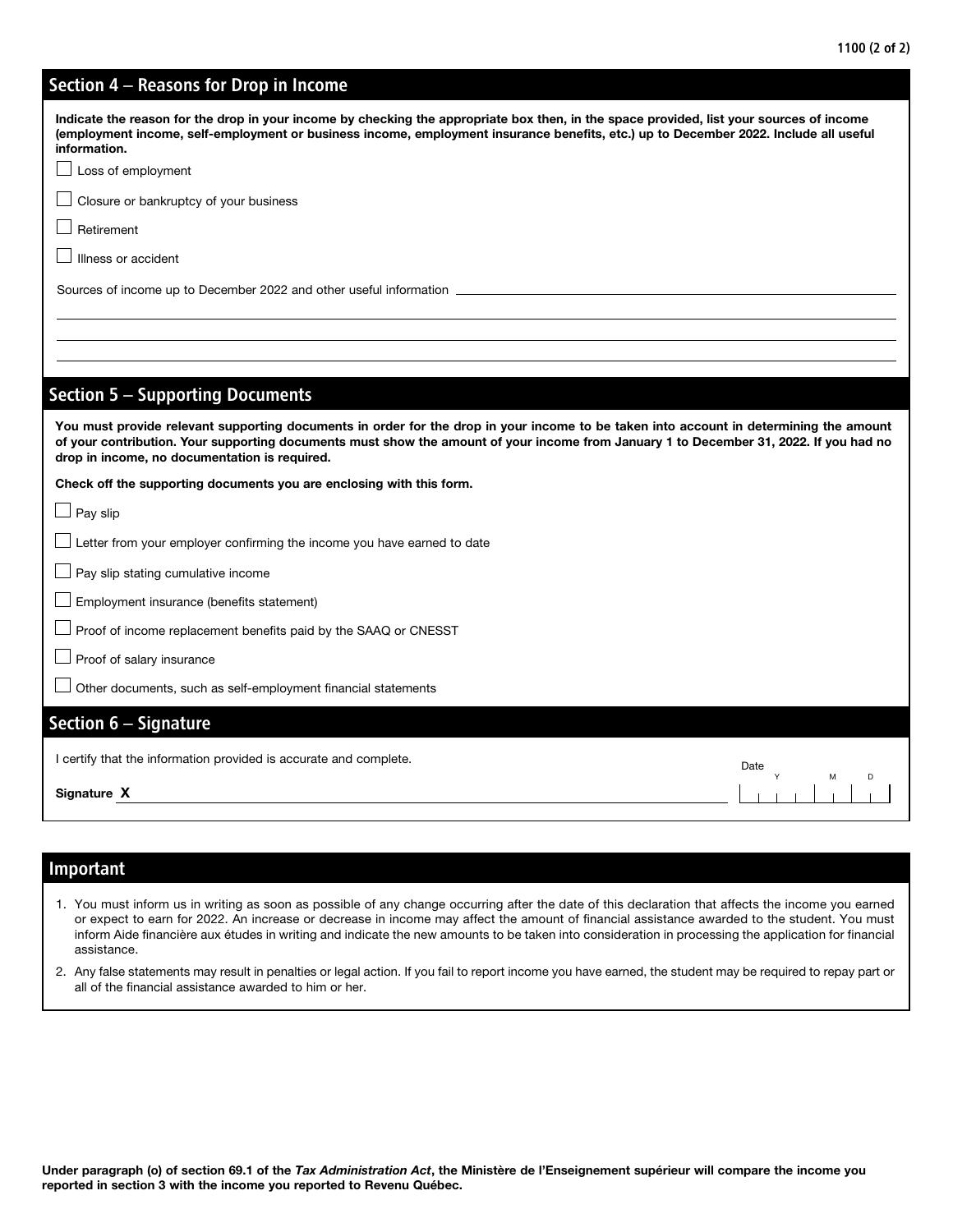## Section 4 – Reasons for Drop in Income

**Indicate the reason for the drop in your income by checking the appropriate box then, in the space provided, list your sources of income (employment income, self-employment or business income, employment insurance benefits, etc.) up to December 2022. Include all useful information.**

☐ Loss of employment

☐ Closure or bankruptcy of your business

☐ Retirement

☐ Illness or accident

Sources of income up to December 2022 and other useful information ______________________________

______________________________

______________________________

______________________________

## Section 5 – Supporting Documents

**You must provide relevant supporting documents in order for the drop in your income to be taken into account in determining the amount of your contribution. Your supporting documents must show the amount of your income from January 1 to December 31, 2022. If you had no drop in income, no documentation is required.**

**Check off the supporting documents you are enclosing with this form.**

☐ Pay slip

☐ Letter from your employer confirming the income you have earned to date

☐ Pay slip stating cumulative income

☐ Employment insurance (benefits statement)

☐ Proof of income replacement benefits paid by the SAAQ or CNESST

☐ Proof of salary insurance

☐ Other documents, such as self-employment financial statements

## Section 6 – Signature

I certify that the information provided is accurate and complete.

**Signature X** ______________________________

Date Y | M | D

## Important

1. You must inform us in writing as soon as possible of any change occurring after the date of this declaration that affects the income you earned or expect to earn for 2022. An increase or decrease in income may affect the amount of financial assistance awarded to the student. You must inform Aide financière aux études in writing and indicate the new amounts to be taken into consideration in processing the application for financial assistance.
2. Any false statements may result in penalties or legal action. If you fail to report income you have earned, the student may be required to repay part or all of the financial assistance awarded to him or her.

**Under paragraph (o) of section 69.1 of the *Tax Administration Act*, the Ministère de l'Enseignement supérieur will compare the income you reported in section 3 with the income you reported to Revenu Québec.**